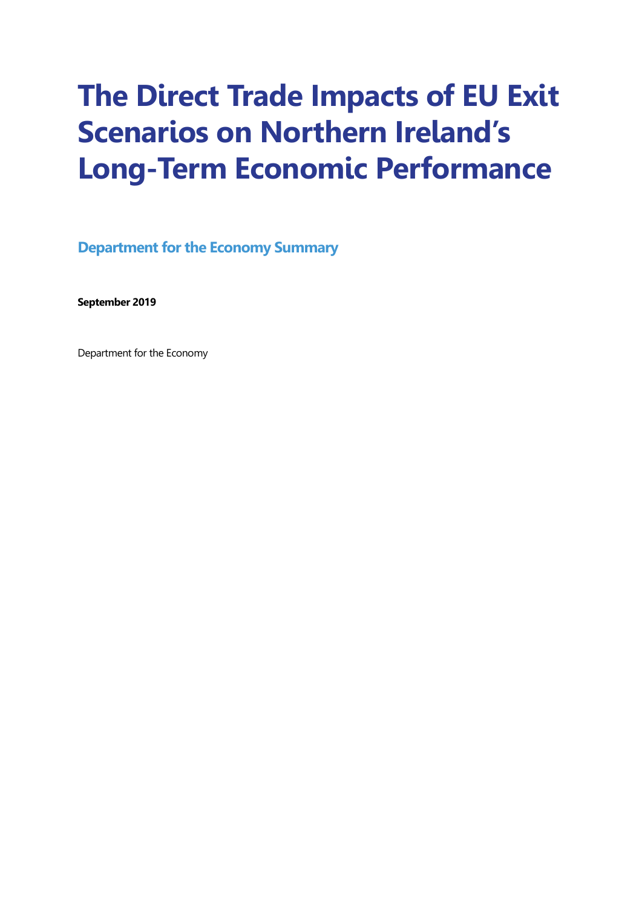# The Direct Trade Impacts of EU Exit Scenarios on Northern Ireland's Long-Term Economic Performance

## Department for the Economy Summary

**September 2019**

Department for the Economy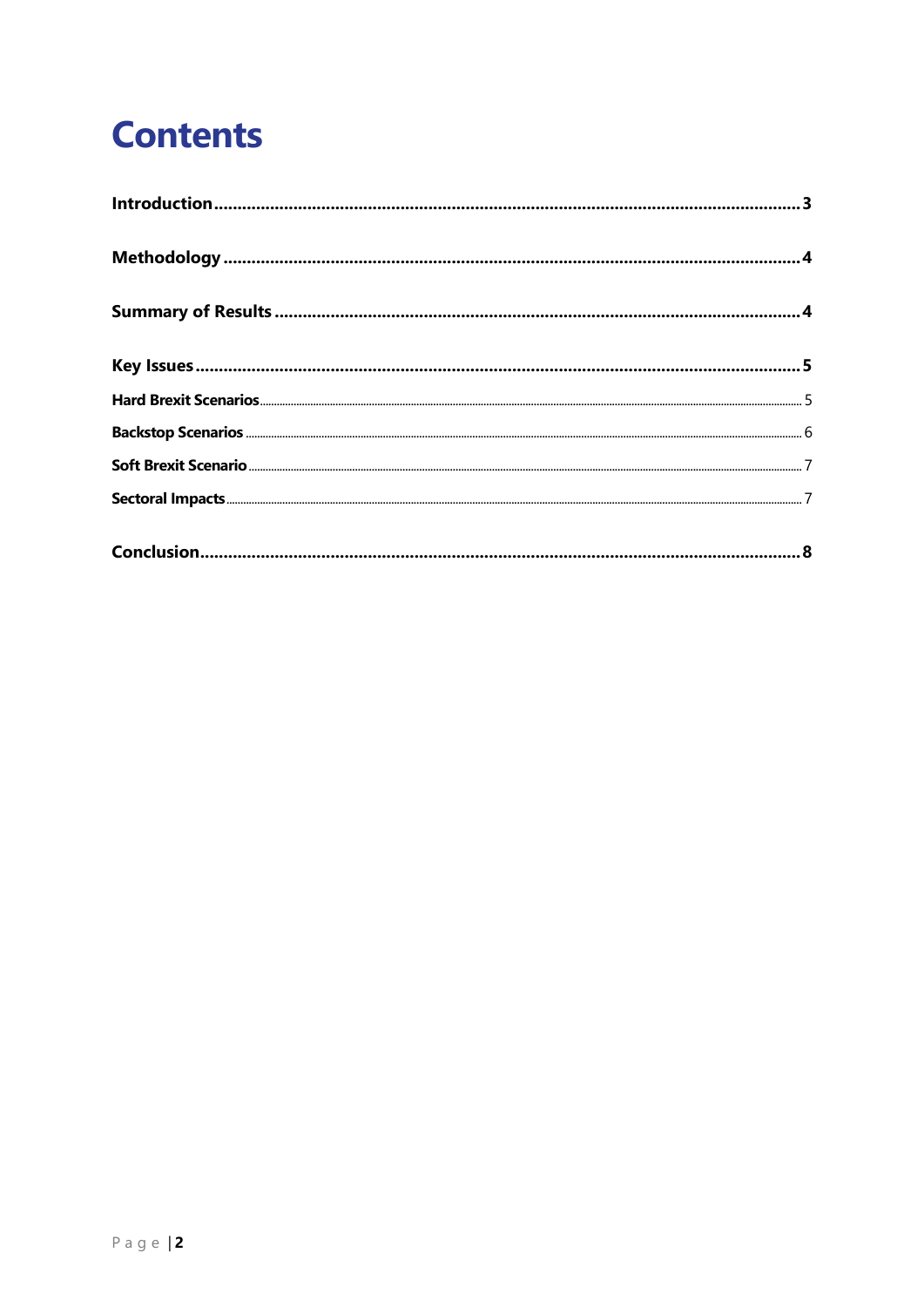# Contents

**Introduction** .......... **3**

**Methodology** .......... **4**

**Summary of Results** .......... **4**

**Key Issues** .......... **5**

- **Hard Brexit Scenarios** .......... 5
- **Backstop Scenarios** .......... 6
- **Soft Brexit Scenario** .......... 7
- **Sectoral Impacts** .......... 7

**Conclusion** .......... **8**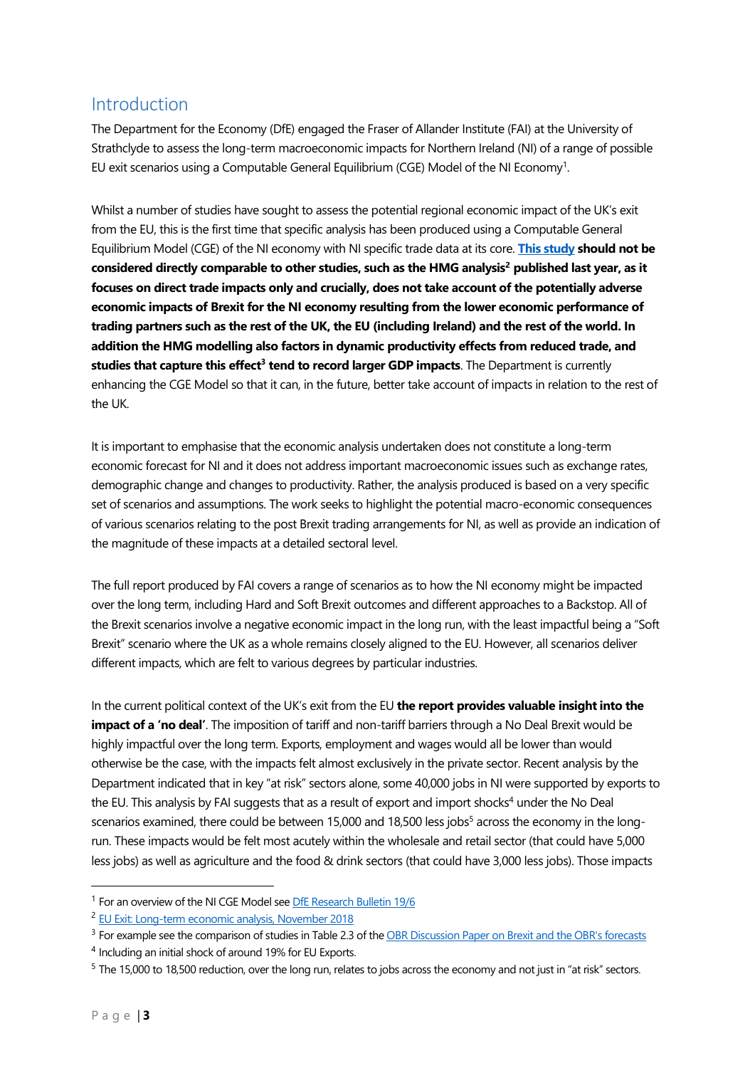## Introduction

The Department for the Economy (DfE) engaged the Fraser of Allander Institute (FAI) at the University of Strathclyde to assess the long-term macroeconomic impacts for Northern Ireland (NI) of a range of possible EU exit scenarios using a Computable General Equilibrium (CGE) Model of the NI Economy[1].

Whilst a number of studies have sought to assess the potential regional economic impact of the UK's exit from the EU, this is the first time that specific analysis has been produced using a Computable General Equilibrium Model (CGE) of the NI economy with NI specific trade data at its core. **This study should not be considered directly comparable to other studies, such as the HMG analysis[2] published last year, as it focuses on direct trade impacts only and crucially, does not take account of the potentially adverse economic impacts of Brexit for the NI economy resulting from the lower economic performance of trading partners such as the rest of the UK, the EU (including Ireland) and the rest of the world. In addition the HMG modelling also factors in dynamic productivity effects from reduced trade, and studies that capture this effect[3] tend to record larger GDP impacts**. The Department is currently enhancing the CGE Model so that it can, in the future, better take account of impacts in relation to the rest of the UK.

It is important to emphasise that the economic analysis undertaken does not constitute a long-term economic forecast for NI and it does not address important macroeconomic issues such as exchange rates, demographic change and changes to productivity. Rather, the analysis produced is based on a very specific set of scenarios and assumptions. The work seeks to highlight the potential macro-economic consequences of various scenarios relating to the post Brexit trading arrangements for NI, as well as provide an indication of the magnitude of these impacts at a detailed sectoral level.

The full report produced by FAI covers a range of scenarios as to how the NI economy might be impacted over the long term, including Hard and Soft Brexit outcomes and different approaches to a Backstop. All of the Brexit scenarios involve a negative economic impact in the long run, with the least impactful being a "Soft Brexit" scenario where the UK as a whole remains closely aligned to the EU. However, all scenarios deliver different impacts, which are felt to various degrees by particular industries.

In the current political context of the UK's exit from the EU **the report provides valuable insight into the impact of a 'no deal'**. The imposition of tariff and non-tariff barriers through a No Deal Brexit would be highly impactful over the long term. Exports, employment and wages would all be lower than would otherwise be the case, with the impacts felt almost exclusively in the private sector. Recent analysis by the Department indicated that in key "at risk" sectors alone, some 40,000 jobs in NI were supported by exports to the EU. This analysis by FAI suggests that as a result of export and import shocks[4] under the No Deal scenarios examined, there could be between 15,000 and 18,500 less jobs[5] across the economy in the long-run. These impacts would be felt most acutely within the wholesale and retail sector (that could have 5,000 less jobs) as well as agriculture and the food & drink sectors (that could have 3,000 less jobs). Those impacts

[1] For an overview of the NI CGE Model see DfE Research Bulletin 19/6

[2] EU Exit: Long-term economic analysis, November 2018

[3] For example see the comparison of studies in Table 2.3 of the OBR Discussion Paper on Brexit and the OBR's forecasts

[4] Including an initial shock of around 19% for EU Exports.

[5] The 15,000 to 18,500 reduction, over the long run, relates to jobs across the economy and not just in "at risk" sectors.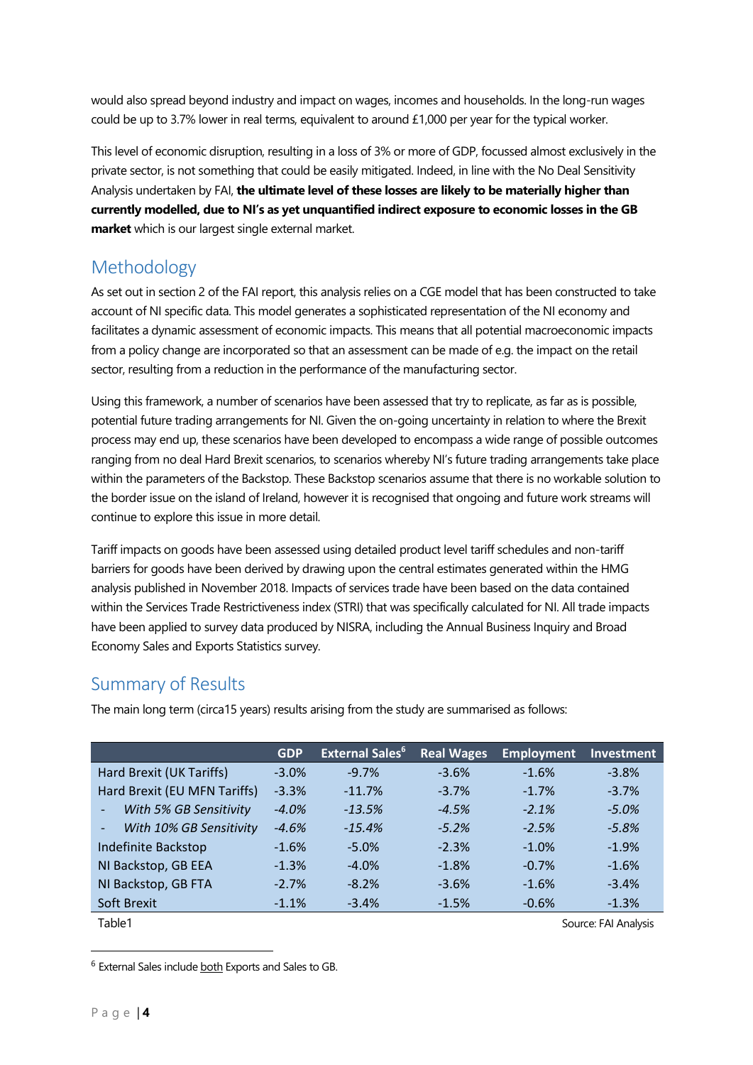would also spread beyond industry and impact on wages, incomes and households. In the long-run wages could be up to 3.7% lower in real terms, equivalent to around £1,000 per year for the typical worker.

This level of economic disruption, resulting in a loss of 3% or more of GDP, focussed almost exclusively in the private sector, is not something that could be easily mitigated. Indeed, in line with the No Deal Sensitivity Analysis undertaken by FAI, **the ultimate level of these losses are likely to be materially higher than currently modelled, due to NI's as yet unquantified indirect exposure to economic losses in the GB market** which is our largest single external market.

## Methodology

As set out in section 2 of the FAI report, this analysis relies on a CGE model that has been constructed to take account of NI specific data. This model generates a sophisticated representation of the NI economy and facilitates a dynamic assessment of economic impacts. This means that all potential macroeconomic impacts from a policy change are incorporated so that an assessment can be made of e.g. the impact on the retail sector, resulting from a reduction in the performance of the manufacturing sector.

Using this framework, a number of scenarios have been assessed that try to replicate, as far as is possible, potential future trading arrangements for NI. Given the on-going uncertainty in relation to where the Brexit process may end up, these scenarios have been developed to encompass a wide range of possible outcomes ranging from no deal Hard Brexit scenarios, to scenarios whereby NI's future trading arrangements take place within the parameters of the Backstop. These Backstop scenarios assume that there is no workable solution to the border issue on the island of Ireland, however it is recognised that ongoing and future work streams will continue to explore this issue in more detail.

Tariff impacts on goods have been assessed using detailed product level tariff schedules and non-tariff barriers for goods have been derived by drawing upon the central estimates generated within the HMG analysis published in November 2018. Impacts of services trade have been based on the data contained within the Services Trade Restrictiveness index (STRI) that was specifically calculated for NI. All trade impacts have been applied to survey data produced by NISRA, including the Annual Business Inquiry and Broad Economy Sales and Exports Statistics survey.

## Summary of Results

The main long term (circa15 years) results arising from the study are summarised as follows:

| | GDP | External Sales[6] | Real Wages | Employment | Investment |
|---|---|---|---|---|---|
| Hard Brexit (UK Tariffs) | -3.0% | -9.7% | -3.6% | -1.6% | -3.8% |
| Hard Brexit (EU MFN Tariffs) | -3.3% | -11.7% | -3.7% | -1.7% | -3.7% |
| - *With 5% GB Sensitivity* | *-4.0%* | *-13.5%* | *-4.5%* | *-2.1%* | *-5.0%* |
| - *With 10% GB Sensitivity* | *-4.6%* | *-15.4%* | *-5.2%* | *-2.5%* | *-5.8%* |
| Indefinite Backstop | -1.6% | -5.0% | -2.3% | -1.0% | -1.9% |
| NI Backstop, GB EEA | -1.3% | -4.0% | -1.8% | -0.7% | -1.6% |
| NI Backstop, GB FTA | -2.7% | -8.2% | -3.6% | -1.6% | -3.4% |
| Soft Brexit | -1.1% | -3.4% | -1.5% | -0.6% | -1.3% |

Table1 Source: FAI Analysis

[6] External Sales include both Exports and Sales to GB.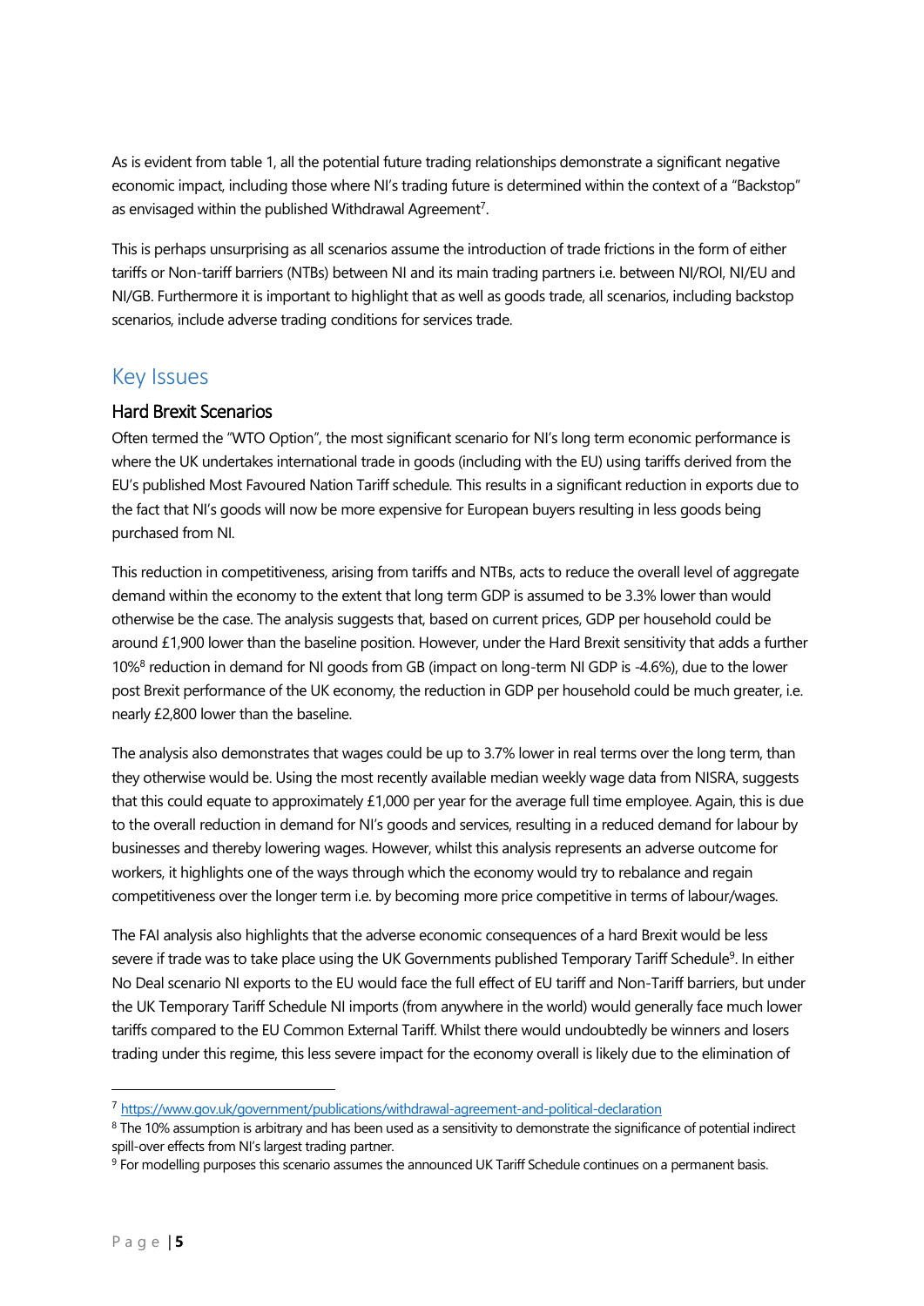As is evident from table 1, all the potential future trading relationships demonstrate a significant negative economic impact, including those where NI's trading future is determined within the context of a "Backstop" as envisaged within the published Withdrawal Agreement[7].

This is perhaps unsurprising as all scenarios assume the introduction of trade frictions in the form of either tariffs or Non-tariff barriers (NTBs) between NI and its main trading partners i.e. between NI/ROI, NI/EU and NI/GB. Furthermore it is important to highlight that as well as goods trade, all scenarios, including backstop scenarios, include adverse trading conditions for services trade.

## Key Issues

### Hard Brexit Scenarios

Often termed the "WTO Option", the most significant scenario for NI's long term economic performance is where the UK undertakes international trade in goods (including with the EU) using tariffs derived from the EU's published Most Favoured Nation Tariff schedule. This results in a significant reduction in exports due to the fact that NI's goods will now be more expensive for European buyers resulting in less goods being purchased from NI.

This reduction in competitiveness, arising from tariffs and NTBs, acts to reduce the overall level of aggregate demand within the economy to the extent that long term GDP is assumed to be 3.3% lower than would otherwise be the case. The analysis suggests that, based on current prices, GDP per household could be around £1,900 lower than the baseline position. However, under the Hard Brexit sensitivity that adds a further 10%[8] reduction in demand for NI goods from GB (impact on long-term NI GDP is -4.6%), due to the lower post Brexit performance of the UK economy, the reduction in GDP per household could be much greater, i.e. nearly £2,800 lower than the baseline.

The analysis also demonstrates that wages could be up to 3.7% lower in real terms over the long term, than they otherwise would be. Using the most recently available median weekly wage data from NISRA, suggests that this could equate to approximately £1,000 per year for the average full time employee. Again, this is due to the overall reduction in demand for NI's goods and services, resulting in a reduced demand for labour by businesses and thereby lowering wages. However, whilst this analysis represents an adverse outcome for workers, it highlights one of the ways through which the economy would try to rebalance and regain competitiveness over the longer term i.e. by becoming more price competitive in terms of labour/wages.

The FAI analysis also highlights that the adverse economic consequences of a hard Brexit would be less severe if trade was to take place using the UK Governments published Temporary Tariff Schedule[9]. In either No Deal scenario NI exports to the EU would face the full effect of EU tariff and Non-Tariff barriers, but under the UK Temporary Tariff Schedule NI imports (from anywhere in the world) would generally face much lower tariffs compared to the EU Common External Tariff. Whilst there would undoubtedly be winners and losers trading under this regime, this less severe impact for the economy overall is likely due to the elimination of

---

[7] https://www.gov.uk/government/publications/withdrawal-agreement-and-political-declaration

[8] The 10% assumption is arbitrary and has been used as a sensitivity to demonstrate the significance of potential indirect spill-over effects from NI's largest trading partner.

[9] For modelling purposes this scenario assumes the announced UK Tariff Schedule continues on a permanent basis.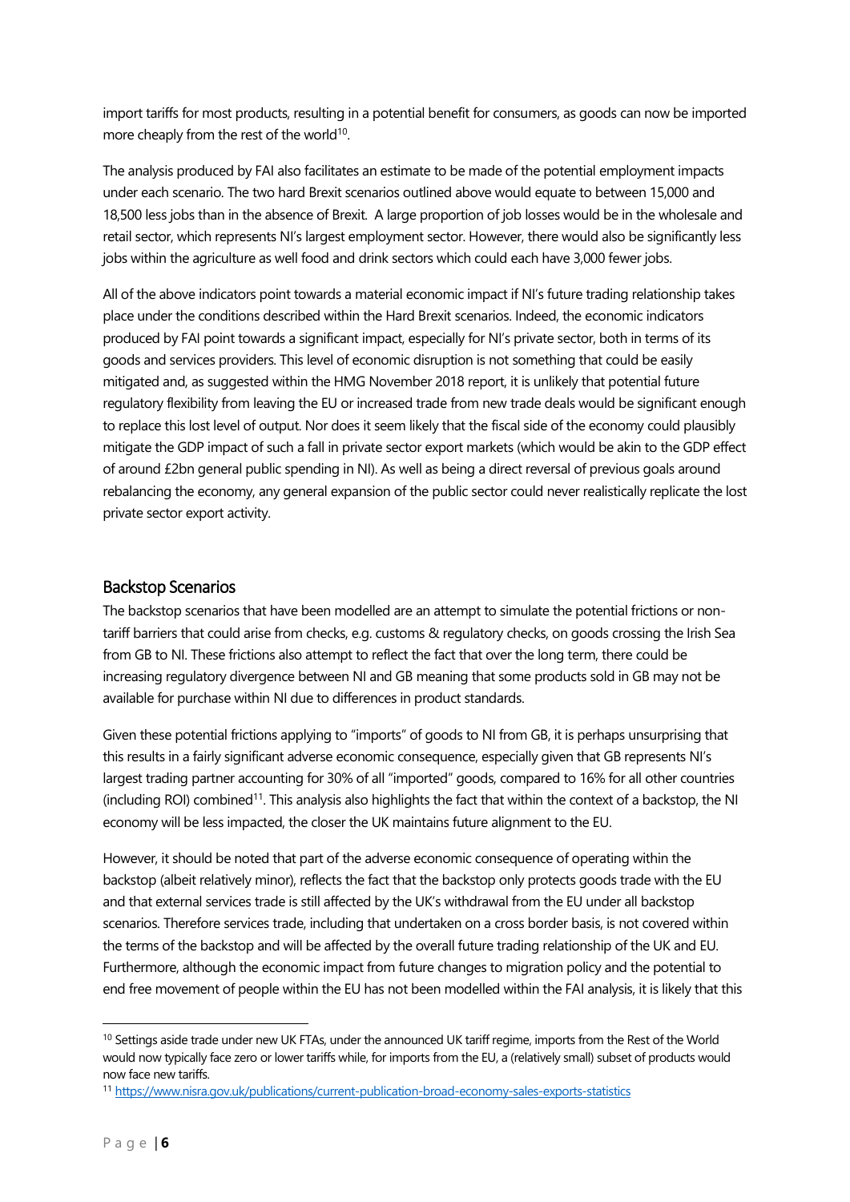import tariffs for most products, resulting in a potential benefit for consumers, as goods can now be imported more cheaply from the rest of the world[10].

The analysis produced by FAI also facilitates an estimate to be made of the potential employment impacts under each scenario. The two hard Brexit scenarios outlined above would equate to between 15,000 and 18,500 less jobs than in the absence of Brexit. A large proportion of job losses would be in the wholesale and retail sector, which represents NI's largest employment sector. However, there would also be significantly less jobs within the agriculture as well food and drink sectors which could each have 3,000 fewer jobs.

All of the above indicators point towards a material economic impact if NI's future trading relationship takes place under the conditions described within the Hard Brexit scenarios. Indeed, the economic indicators produced by FAI point towards a significant impact, especially for NI's private sector, both in terms of its goods and services providers. This level of economic disruption is not something that could be easily mitigated and, as suggested within the HMG November 2018 report, it is unlikely that potential future regulatory flexibility from leaving the EU or increased trade from new trade deals would be significant enough to replace this lost level of output. Nor does it seem likely that the fiscal side of the economy could plausibly mitigate the GDP impact of such a fall in private sector export markets (which would be akin to the GDP effect of around £2bn general public spending in NI). As well as being a direct reversal of previous goals around rebalancing the economy, any general expansion of the public sector could never realistically replicate the lost private sector export activity.

## Backstop Scenarios

The backstop scenarios that have been modelled are an attempt to simulate the potential frictions or non-tariff barriers that could arise from checks, e.g. customs & regulatory checks, on goods crossing the Irish Sea from GB to NI. These frictions also attempt to reflect the fact that over the long term, there could be increasing regulatory divergence between NI and GB meaning that some products sold in GB may not be available for purchase within NI due to differences in product standards.

Given these potential frictions applying to "imports" of goods to NI from GB, it is perhaps unsurprising that this results in a fairly significant adverse economic consequence, especially given that GB represents NI's largest trading partner accounting for 30% of all "imported" goods, compared to 16% for all other countries (including ROI) combined[11]. This analysis also highlights the fact that within the context of a backstop, the NI economy will be less impacted, the closer the UK maintains future alignment to the EU.

However, it should be noted that part of the adverse economic consequence of operating within the backstop (albeit relatively minor), reflects the fact that the backstop only protects goods trade with the EU and that external services trade is still affected by the UK's withdrawal from the EU under all backstop scenarios. Therefore services trade, including that undertaken on a cross border basis, is not covered within the terms of the backstop and will be affected by the overall future trading relationship of the UK and EU. Furthermore, although the economic impact from future changes to migration policy and the potential to end free movement of people within the EU has not been modelled within the FAI analysis, it is likely that this

---

[10] Settings aside trade under new UK FTAs, under the announced UK tariff regime, imports from the Rest of the World would now typically face zero or lower tariffs while, for imports from the EU, a (relatively small) subset of products would now face new tariffs.

[11] https://www.nisra.gov.uk/publications/current-publication-broad-economy-sales-exports-statistics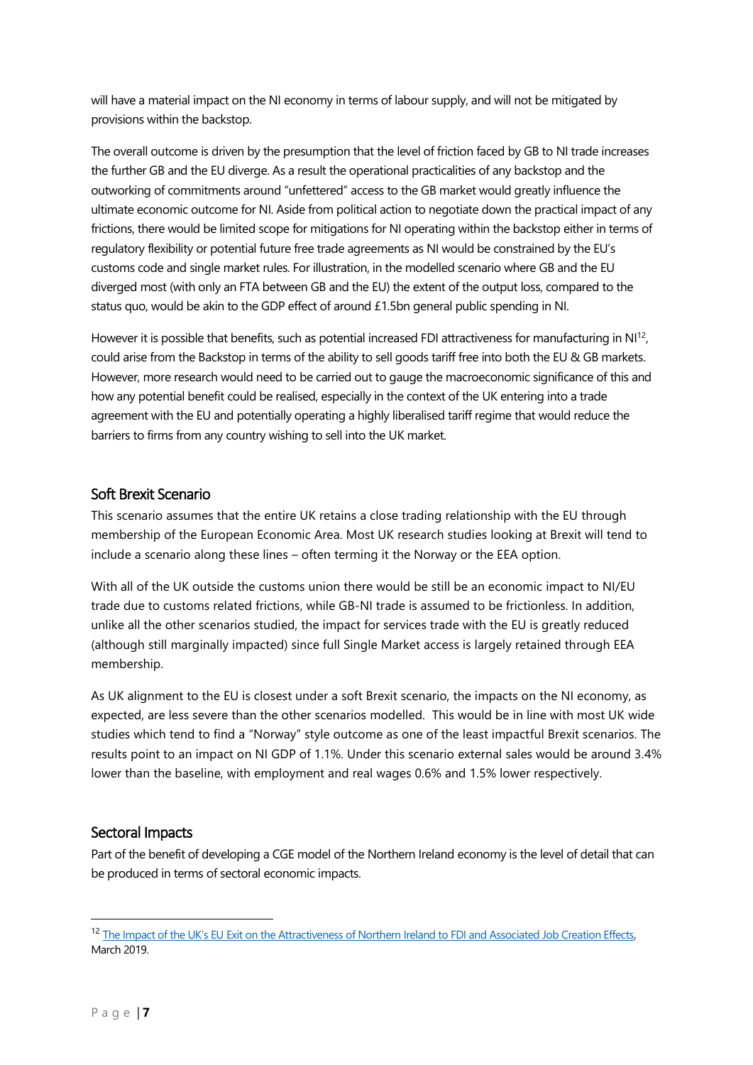will have a material impact on the NI economy in terms of labour supply, and will not be mitigated by provisions within the backstop.

The overall outcome is driven by the presumption that the level of friction faced by GB to NI trade increases the further GB and the EU diverge. As a result the operational practicalities of any backstop and the outworking of commitments around "unfettered" access to the GB market would greatly influence the ultimate economic outcome for NI. Aside from political action to negotiate down the practical impact of any frictions, there would be limited scope for mitigations for NI operating within the backstop either in terms of regulatory flexibility or potential future free trade agreements as NI would be constrained by the EU's customs code and single market rules. For illustration, in the modelled scenario where GB and the EU diverged most (with only an FTA between GB and the EU) the extent of the output loss, compared to the status quo, would be akin to the GDP effect of around £1.5bn general public spending in NI.

However it is possible that benefits, such as potential increased FDI attractiveness for manufacturing in NI[12], could arise from the Backstop in terms of the ability to sell goods tariff free into both the EU & GB markets. However, more research would need to be carried out to gauge the macroeconomic significance of this and how any potential benefit could be realised, especially in the context of the UK entering into a trade agreement with the EU and potentially operating a highly liberalised tariff regime that would reduce the barriers to firms from any country wishing to sell into the UK market.

## Soft Brexit Scenario

This scenario assumes that the entire UK retains a close trading relationship with the EU through membership of the European Economic Area. Most UK research studies looking at Brexit will tend to include a scenario along these lines – often terming it the Norway or the EEA option.

With all of the UK outside the customs union there would be still be an economic impact to NI/EU trade due to customs related frictions, while GB-NI trade is assumed to be frictionless. In addition, unlike all the other scenarios studied, the impact for services trade with the EU is greatly reduced (although still marginally impacted) since full Single Market access is largely retained through EEA membership.

As UK alignment to the EU is closest under a soft Brexit scenario, the impacts on the NI economy, as expected, are less severe than the other scenarios modelled. This would be in line with most UK wide studies which tend to find a "Norway" style outcome as one of the least impactful Brexit scenarios. The results point to an impact on NI GDP of 1.1%. Under this scenario external sales would be around 3.4% lower than the baseline, with employment and real wages 0.6% and 1.5% lower respectively.

## Sectoral Impacts

Part of the benefit of developing a CGE model of the Northern Ireland economy is the level of detail that can be produced in terms of sectoral economic impacts.

---

[12] The Impact of the UK's EU Exit on the Attractiveness of Northern Ireland to FDI and Associated Job Creation Effects, March 2019.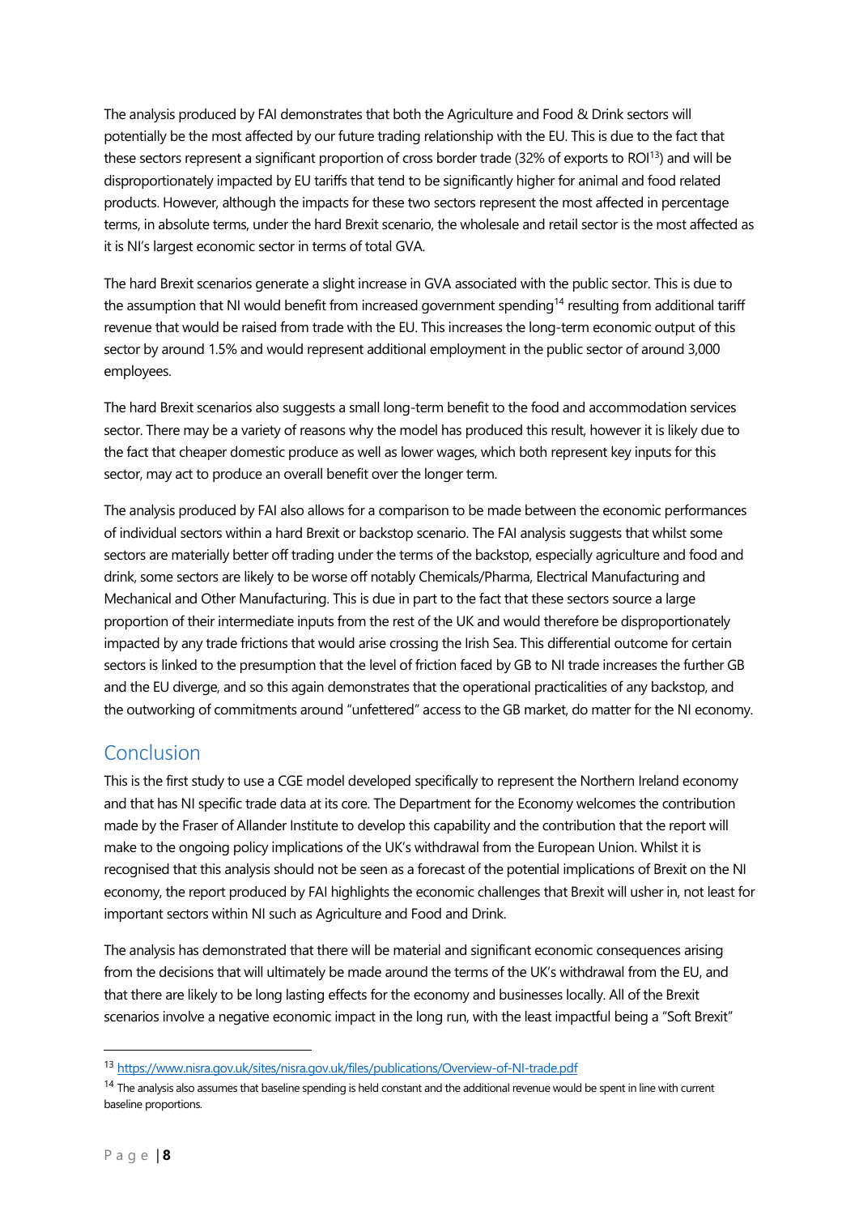The analysis produced by FAI demonstrates that both the Agriculture and Food & Drink sectors will potentially be the most affected by our future trading relationship with the EU. This is due to the fact that these sectors represent a significant proportion of cross border trade (32% of exports to ROI[13]) and will be disproportionately impacted by EU tariffs that tend to be significantly higher for animal and food related products. However, although the impacts for these two sectors represent the most affected in percentage terms, in absolute terms, under the hard Brexit scenario, the wholesale and retail sector is the most affected as it is NI's largest economic sector in terms of total GVA.

The hard Brexit scenarios generate a slight increase in GVA associated with the public sector. This is due to the assumption that NI would benefit from increased government spending[14] resulting from additional tariff revenue that would be raised from trade with the EU. This increases the long-term economic output of this sector by around 1.5% and would represent additional employment in the public sector of around 3,000 employees.

The hard Brexit scenarios also suggests a small long-term benefit to the food and accommodation services sector. There may be a variety of reasons why the model has produced this result, however it is likely due to the fact that cheaper domestic produce as well as lower wages, which both represent key inputs for this sector, may act to produce an overall benefit over the longer term.

The analysis produced by FAI also allows for a comparison to be made between the economic performances of individual sectors within a hard Brexit or backstop scenario. The FAI analysis suggests that whilst some sectors are materially better off trading under the terms of the backstop, especially agriculture and food and drink, some sectors are likely to be worse off notably Chemicals/Pharma, Electrical Manufacturing and Mechanical and Other Manufacturing. This is due in part to the fact that these sectors source a large proportion of their intermediate inputs from the rest of the UK and would therefore be disproportionately impacted by any trade frictions that would arise crossing the Irish Sea. This differential outcome for certain sectors is linked to the presumption that the level of friction faced by GB to NI trade increases the further GB and the EU diverge, and so this again demonstrates that the operational practicalities of any backstop, and the outworking of commitments around "unfettered" access to the GB market, do matter for the NI economy.

## Conclusion

This is the first study to use a CGE model developed specifically to represent the Northern Ireland economy and that has NI specific trade data at its core. The Department for the Economy welcomes the contribution made by the Fraser of Allander Institute to develop this capability and the contribution that the report will make to the ongoing policy implications of the UK's withdrawal from the European Union. Whilst it is recognised that this analysis should not be seen as a forecast of the potential implications of Brexit on the NI economy, the report produced by FAI highlights the economic challenges that Brexit will usher in, not least for important sectors within NI such as Agriculture and Food and Drink.

The analysis has demonstrated that there will be material and significant economic consequences arising from the decisions that will ultimately be made around the terms of the UK's withdrawal from the EU, and that there are likely to be long lasting effects for the economy and businesses locally. All of the Brexit scenarios involve a negative economic impact in the long run, with the least impactful being a "Soft Brexit"

---

[13] https://www.nisra.gov.uk/sites/nisra.gov.uk/files/publications/Overview-of-NI-trade.pdf

[14] The analysis also assumes that baseline spending is held constant and the additional revenue would be spent in line with current baseline proportions.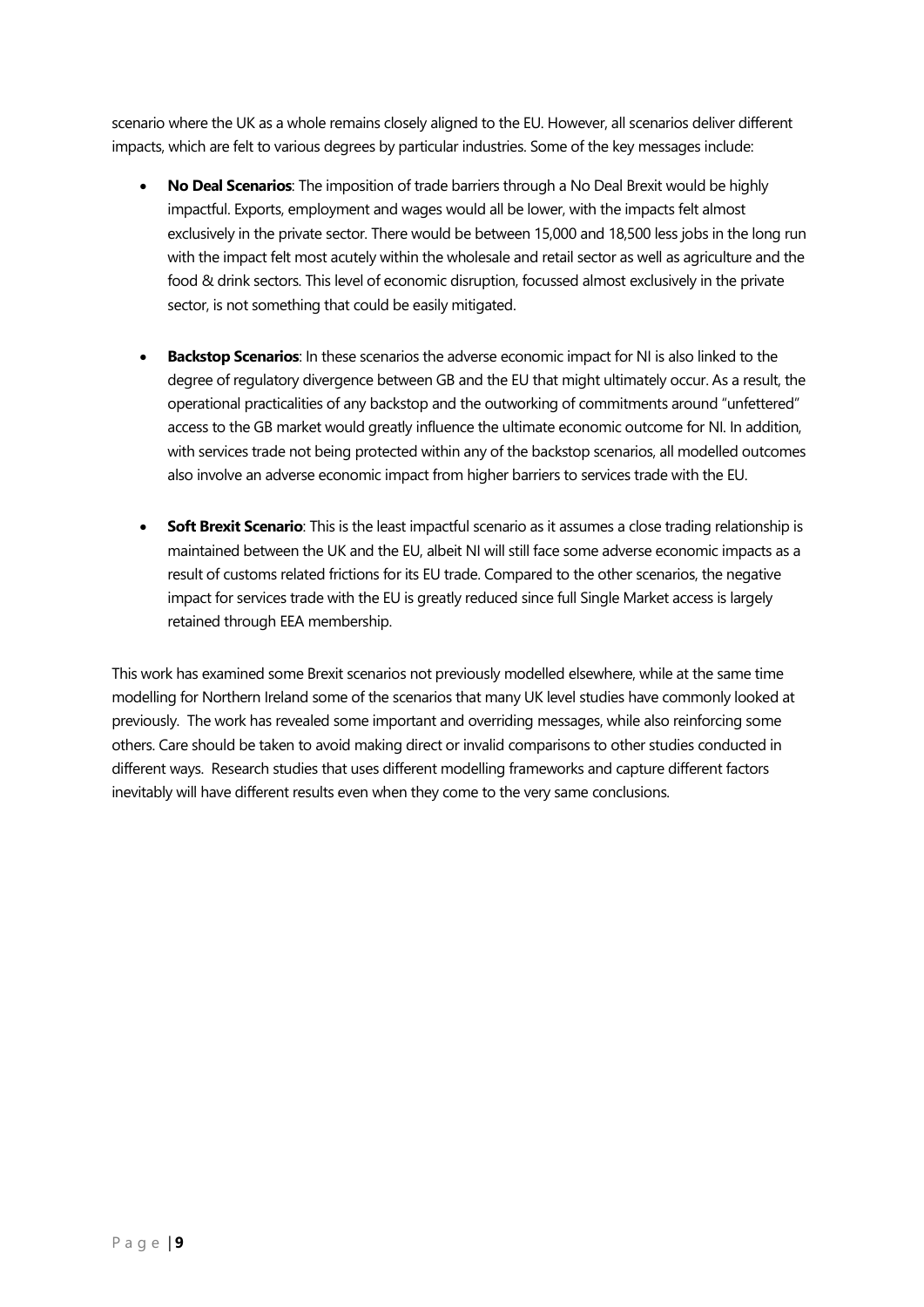scenario where the UK as a whole remains closely aligned to the EU. However, all scenarios deliver different impacts, which are felt to various degrees by particular industries. Some of the key messages include:

- **No Deal Scenarios**: The imposition of trade barriers through a No Deal Brexit would be highly impactful. Exports, employment and wages would all be lower, with the impacts felt almost exclusively in the private sector. There would be between 15,000 and 18,500 less jobs in the long run with the impact felt most acutely within the wholesale and retail sector as well as agriculture and the food & drink sectors. This level of economic disruption, focussed almost exclusively in the private sector, is not something that could be easily mitigated.

- **Backstop Scenarios**: In these scenarios the adverse economic impact for NI is also linked to the degree of regulatory divergence between GB and the EU that might ultimately occur. As a result, the operational practicalities of any backstop and the outworking of commitments around "unfettered" access to the GB market would greatly influence the ultimate economic outcome for NI. In addition, with services trade not being protected within any of the backstop scenarios, all modelled outcomes also involve an adverse economic impact from higher barriers to services trade with the EU.

- **Soft Brexit Scenario**: This is the least impactful scenario as it assumes a close trading relationship is maintained between the UK and the EU, albeit NI will still face some adverse economic impacts as a result of customs related frictions for its EU trade. Compared to the other scenarios, the negative impact for services trade with the EU is greatly reduced since full Single Market access is largely retained through EEA membership.

This work has examined some Brexit scenarios not previously modelled elsewhere, while at the same time modelling for Northern Ireland some of the scenarios that many UK level studies have commonly looked at previously. The work has revealed some important and overriding messages, while also reinforcing some others. Care should be taken to avoid making direct or invalid comparisons to other studies conducted in different ways. Research studies that uses different modelling frameworks and capture different factors inevitably will have different results even when they come to the very same conclusions.